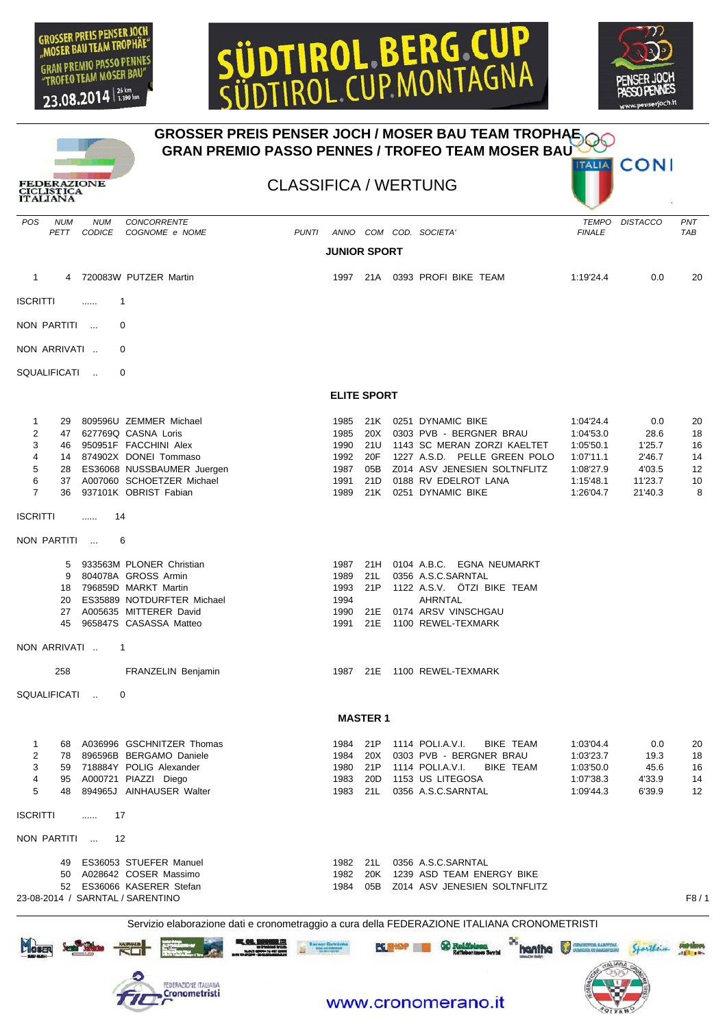GROSSER PREIS PENSER JOCH „MOSER BAU TEAM TROPHÄE" GRAN PREMIO PASSO PENNES "TROFEO TEAM MOSER BAU" 23.08.2014 26 km 1.190 hm

# SÜDTIROL BERG CUP SÜDTIROL CUP MONTAGNA

PENSER JOCH PASSO PENNES www.penserjoch.it

FEDERAZIONE CICLISTICA ITALIANA

## GROSSER PREIS PENSER JOCH / MOSER BAU TEAM TROPHAE
## GRAN PREMIO PASSO PENNES / TROFEO TEAM MOSER BAU

ITALIA CONI

## CLASSIFICA / WERTUNG

### JUNIOR SPORT

| POS | NUM PETT | NUM CODICE | CONCORRENTE COGNOME e NOME | PUNTI | ANNO | COM | COD. | SOCIETA' | TEMPO FINALE | DISTACCO | PNT TAB |
|---|---|---|---|---|---|---|---|---|---|---|---|
| 1 | 4 | 720083W | PUTZER Martin | | 1997 | 21A | 0393 | PROFI BIKE TEAM | 1:19'24.4 | 0.0 | 20 |

ISCRITTI ...... 1

NON PARTITI ... 0

NON ARRIVATI .. 0

SQUALIFICATI .. 0

### ELITE SPORT

| POS | NUM PETT | NUM CODICE | CONCORRENTE COGNOME e NOME | PUNTI | ANNO | COM | COD. | SOCIETA' | TEMPO FINALE | DISTACCO | PNT TAB |
|---|---|---|---|---|---|---|---|---|---|---|---|
| 1 | 29 | 809596U | ZEMMER Michael | | 1985 | 21K | 0251 | DYNAMIC BIKE | 1:04'24.4 | 0.0 | 20 |
| 2 | 47 | 627769Q | CASNA Loris | | 1985 | 20X | 0303 | PVB - BERGNER BRAU | 1:04'53.0 | 28.6 | 18 |
| 3 | 46 | 950951F | FACCHINI Alex | | 1990 | 21U | 1143 | SC MERAN ZORZI KAELTET | 1:05'50.1 | 1'25.7 | 16 |
| 4 | 14 | 874902X | DONEI Tommaso | | 1992 | 20F | 1227 | A.S.D. PELLE GREEN POLO | 1:07'11.1 | 2'46.7 | 14 |
| 5 | 28 | ES36068 | NUSSBAUMER Juergen | | 1987 | 05B | Z014 | ASV JENESIEN SOLTNFLITZ | 1:08'27.9 | 4'03.5 | 12 |
| 6 | 37 | A007060 | SCHOETZER Michael | | 1991 | 21D | 0188 | RV EDELROT LANA | 1:15'48.1 | 11'23.7 | 10 |
| 7 | 36 | 937101K | OBRIST Fabian | | 1989 | 21K | 0251 | DYNAMIC BIKE | 1:26'04.7 | 21'40.3 | 8 |

ISCRITTI ...... 14

NON PARTITI ... 6

| NUM PETT | NUM CODICE | CONCORRENTE COGNOME e NOME | ANNO | COM | COD. | SOCIETA' |
|---|---|---|---|---|---|---|
| 5 | 933563M | PLONER Christian | 1987 | 21H | 0104 | A.B.C. EGNA NEUMARKT |
| 9 | 804078A | GROSS Armin | 1989 | 21L | 0356 | A.S.C.SARNTAL |
| 18 | 796859D | MARKT Martin | 1993 | 21P | 1122 | A.S.V. ÖTZI BIKE TEAM |
| 20 | ES35889 | NOTDURFTER Michael | 1994 | | | AHRNTAL |
| 27 | A005635 | MITTERER David | 1990 | 21E | 0174 | ARSV VINSCHGAU |
| 45 | 965847S | CASASSA Matteo | 1991 | 21E | 1100 | REWEL-TEXMARK |

NON ARRIVATI .. 1

| NUM PETT | NUM CODICE | CONCORRENTE COGNOME e NOME | ANNO | COM | COD. | SOCIETA' |
|---|---|---|---|---|---|---|
| 258 | | FRANZELIN Benjamin | 1987 | 21E | 1100 | REWEL-TEXMARK |

SQUALIFICATI .. 0

### MASTER 1

| POS | NUM PETT | NUM CODICE | CONCORRENTE COGNOME e NOME | PUNTI | ANNO | COM | COD. | SOCIETA' | TEMPO FINALE | DISTACCO | PNT TAB |
|---|---|---|---|---|---|---|---|---|---|---|---|
| 1 | 68 | A036996 | GSCHNITZER Thomas | | 1984 | 21P | 1114 | POLI.A.V.I. BIKE TEAM | 1:03'04.4 | 0.0 | 20 |
| 2 | 78 | 896596B | BERGAMO Daniele | | 1984 | 20X | 0303 | PVB - BERGNER BRAU | 1:03'23.7 | 19.3 | 18 |
| 3 | 59 | 718884Y | POLIG Alexander | | 1980 | 21P | 1114 | POLI.A.V.I. BIKE TEAM | 1:03'50.0 | 45.6 | 16 |
| 4 | 95 | A000721 | PIAZZI Diego | | 1983 | 20D | 1153 | US LITEGOSA | 1:07'38.3 | 4'33.9 | 14 |
| 5 | 48 | 894965J | AINHAUSER Walter | | 1983 | 21L | 0356 | A.S.C.SARNTAL | 1:09'44.3 | 6'39.9 | 12 |

ISCRITTI ...... 17

NON PARTITI ... 12

| NUM PETT | NUM CODICE | CONCORRENTE COGNOME e NOME | ANNO | COM | COD. | SOCIETA' |
|---|---|---|---|---|---|---|
| 49 | ES36053 | STUEFER Manuel | 1982 | 21L | 0356 | A.S.C.SARNTAL |
| 50 | A028642 | COSER Massimo | 1982 | 20K | 1239 | ASD TEAM ENERGY BIKE |
| 52 | ES36066 | KASERER Stefan | 1984 | 05B | Z014 | ASV JENESIEN SOLTNFLITZ |

23-08-2014 / SARNTAL / SARENTINO

Servizio elaborazione dati e cronometraggio a cura della FEDERAZIONE ITALIANA CRONOMETRISTI

FEDERAZIONE ITALIANA Cronometristi

www.cronomerano.it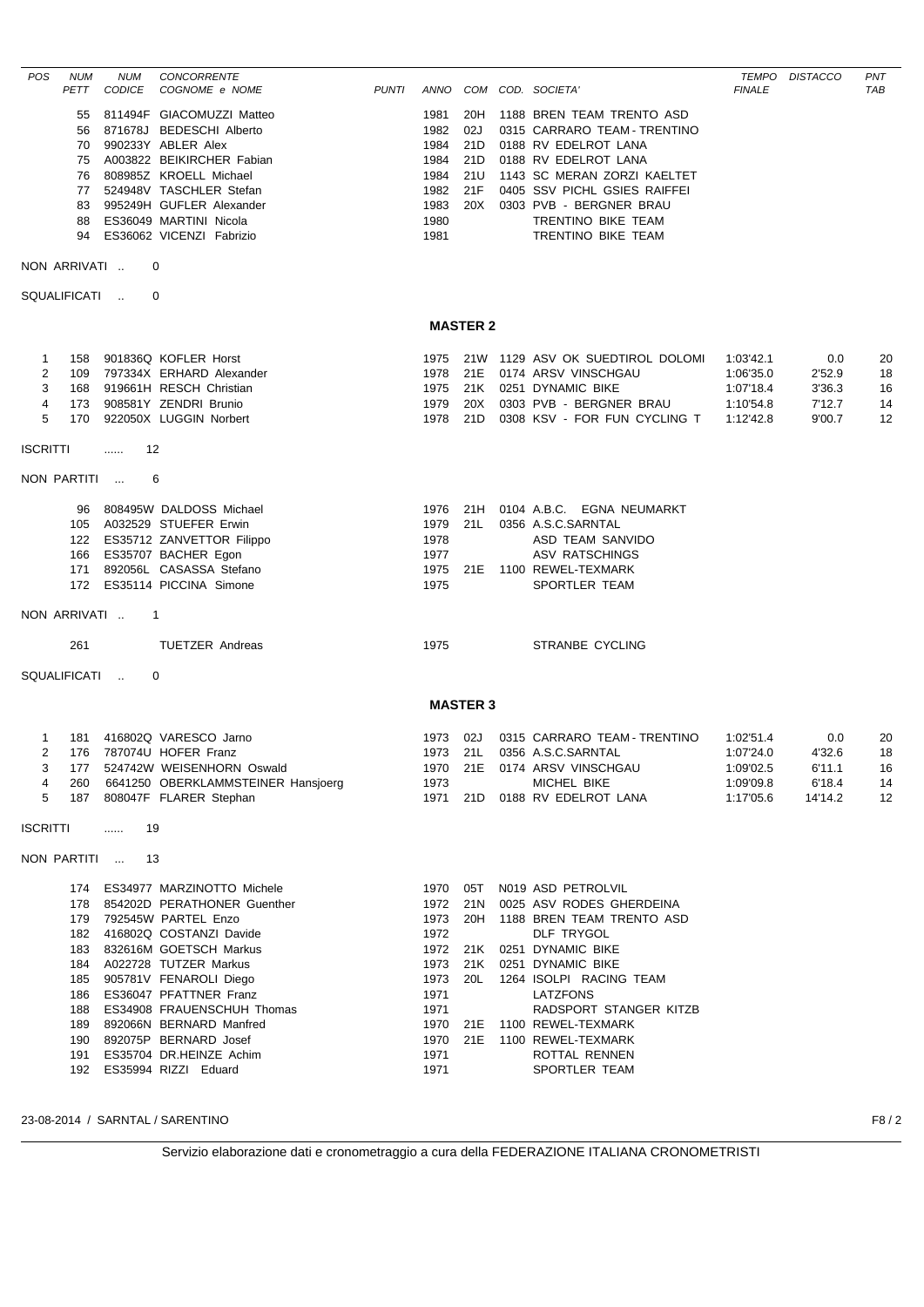| POS | NUM PETT | NUM CODICE | CONCORRENTE COGNOME e NOME | PUNTI | ANNO | COM | COD. SOCIETA' | TEMPO FINALE | DISTACCO | PNT TAB |
|---|---|---|---|---|---|---|---|---|---|---|
| | 55 | 811494F | GIACOMUZZI Matteo | | 1981 | 20H | 1188 BREN TEAM TRENTO ASD | | | |
| | 56 | 871678J | BEDESCHI Alberto | | 1982 | 02J | 0315 CARRARO TEAM - TRENTINO | | | |
| | 70 | 990233Y | ABLER Alex | | 1984 | 21D | 0188 RV EDELROT LANA | | | |
| | 75 | A003822 | BEIKIRCHER Fabian | | 1984 | 21D | 0188 RV EDELROT LANA | | | |
| | 76 | 808985Z | KROELL Michael | | 1984 | 21U | 1143 SC MERAN ZORZI KAELTET | | | |
| | 77 | 524948V | TASCHLER Stefan | | 1982 | 21F | 0405 SSV PICHL GSIES RAIFFEI | | | |
| | 83 | 995249H | GUFLER Alexander | | 1983 | 20X | 0303 PVB - BERGNER BRAU | | | |
| | 88 | ES36049 | MARTINI Nicola | | 1980 | | TRENTINO BIKE TEAM | | | |
| | 94 | ES36062 | VICENZI Fabrizio | | 1981 | | TRENTINO BIKE TEAM | | | |

NON ARRIVATI .. 0

SQUALIFICATI .. 0

## MASTER 2

| POS | NUM PETT | NUM CODICE | CONCORRENTE COGNOME e NOME | PUNTI | ANNO | COM | COD. SOCIETA' | TEMPO FINALE | DISTACCO | PNT TAB |
|---|---|---|---|---|---|---|---|---|---|---|
| 1 | 158 | 901836Q | KOFLER Horst | | 1975 | 21W | 1129 ASV OK SUEDTIROL DOLOMI | 1:03'42.1 | 0.0 | 20 |
| 2 | 109 | 797334X | ERHARD Alexander | | 1978 | 21E | 0174 ARSV VINSCHGAU | 1:06'35.0 | 2'52.9 | 18 |
| 3 | 168 | 919661H | RESCH Christian | | 1975 | 21K | 0251 DYNAMIC BIKE | 1:07'18.4 | 3'36.3 | 16 |
| 4 | 173 | 908581Y | ZENDRI Brunio | | 1979 | 20X | 0303 PVB - BERGNER BRAU | 1:10'54.8 | 7'12.7 | 14 |
| 5 | 170 | 922050X | LUGGIN Norbert | | 1978 | 21D | 0308 KSV - FOR FUN CYCLING T | 1:12'42.8 | 9'00.7 | 12 |

ISCRITTI ...... 12

NON PARTITI ... 6

| NUM PETT | NUM CODICE | COGNOME e NOME | ANNO | COM | COD. SOCIETA' |
|---|---|---|---|---|---|
| 96 | 808495W | DALDOSS Michael | 1976 | 21H | 0104 A.B.C. EGNA NEUMARKT |
| 105 | A032529 | STUEFER Erwin | 1979 | 21L | 0356 A.S.C.SARNTAL |
| 122 | ES35712 | ZANVETTOR Filippo | 1978 | | ASD TEAM SANVIDO |
| 166 | ES35707 | BACHER Egon | 1977 | | ASV RATSCHINGS |
| 171 | 892056L | CASASSA Stefano | 1975 | 21E | 1100 REWEL-TEXMARK |
| 172 | ES35114 | PICCINA Simone | 1975 | | SPORTLER TEAM |

NON ARRIVATI .. 1

| NUM PETT | NUM CODICE | COGNOME e NOME | ANNO | COM | COD. SOCIETA' |
|---|---|---|---|---|---|
| 261 | | TUETZER Andreas | 1975 | | STRANBE CYCLING |

SQUALIFICATI .. 0

## MASTER 3

| POS | NUM PETT | NUM CODICE | CONCORRENTE COGNOME e NOME | PUNTI | ANNO | COM | COD. SOCIETA' | TEMPO FINALE | DISTACCO | PNT TAB |
|---|---|---|---|---|---|---|---|---|---|---|
| 1 | 181 | 416802Q | VARESCO Jarno | | 1973 | 02J | 0315 CARRARO TEAM - TRENTINO | 1:02'51.4 | 0.0 | 20 |
| 2 | 176 | 787074U | HOFER Franz | | 1973 | 21L | 0356 A.S.C.SARNTAL | 1:07'24.0 | 4'32.6 | 18 |
| 3 | 177 | 524742W | WEISENHORN Oswald | | 1970 | 21E | 0174 ARSV VINSCHGAU | 1:09'02.5 | 6'11.1 | 16 |
| 4 | 260 | 6641250 | OBERKLAMMSTEINER Hansjoerg | | 1973 | | MICHEL BIKE | 1:09'09.8 | 6'18.4 | 14 |
| 5 | 187 | 808047F | FLARER Stephan | | 1971 | 21D | 0188 RV EDELROT LANA | 1:17'05.6 | 14'14.2 | 12 |

ISCRITTI ...... 19

NON PARTITI ... 13

| NUM PETT | NUM CODICE | COGNOME e NOME | ANNO | COM | COD. SOCIETA' |
|---|---|---|---|---|---|
| 174 | ES34977 | MARZINOTTO Michele | 1970 | 05T | N019 ASD PETROLVIL |
| 178 | 854202D | PERATHONER Guenther | 1972 | 21N | 0025 ASV RODES GHERDEINA |
| 179 | 792545W | PARTEL Enzo | 1973 | 20H | 1188 BREN TEAM TRENTO ASD |
| 182 | 416802Q | COSTANZI Davide | 1972 | | DLF TRYGOL |
| 183 | 832616M | GOETSCH Markus | 1972 | 21K | 0251 DYNAMIC BIKE |
| 184 | A022728 | TUTZER Markus | 1973 | 21K | 0251 DYNAMIC BIKE |
| 185 | 905781V | FENAROLI Diego | 1973 | 20L | 1264 ISOLPI RACING TEAM |
| 186 | ES36047 | PFATTNER Franz | 1971 | | LATZFONS |
| 188 | ES34908 | FRAUENSCHUH Thomas | 1971 | | RADSPORT STANGER KITZB |
| 189 | 892066N | BERNARD Manfred | 1970 | 21E | 1100 REWEL-TEXMARK |
| 190 | 892075P | BERNARD Josef | 1970 | 21E | 1100 REWEL-TEXMARK |
| 191 | ES35704 | DR.HEINZE Achim | 1971 | | ROTTAL RENNEN |
| 192 | ES35994 | RIZZI Eduard | 1971 | | SPORTLER TEAM |

23-08-2014 / SARNTAL / SARENTINO

Servizio elaborazione dati e cronometraggio a cura della FEDERAZIONE ITALIANA CRONOMETRISTI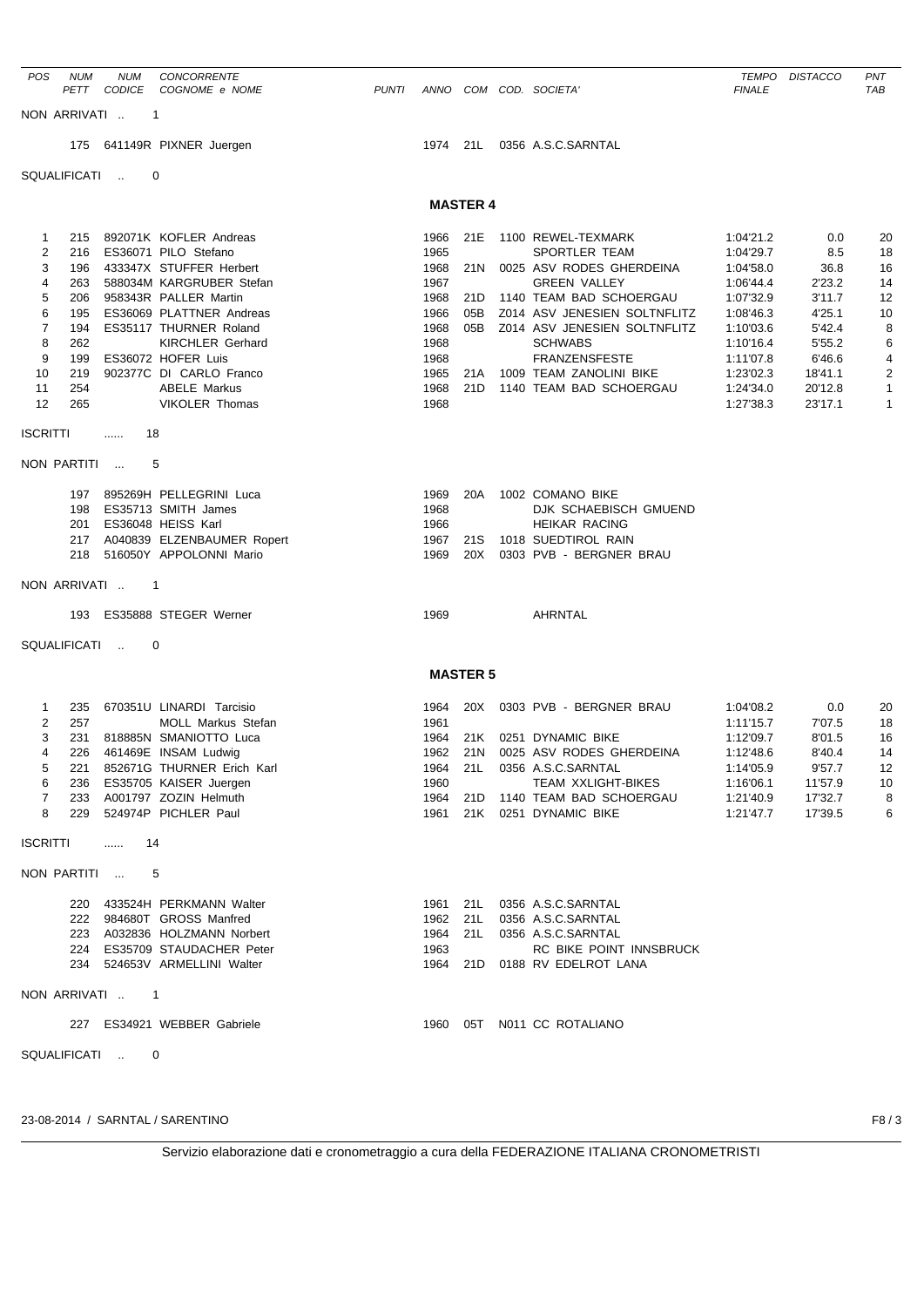| POS | NUM PETT | NUM CODICE | CONCORRENTE COGNOME e NOME | PUNTI | ANNO | COM | COD. | SOCIETA' | TEMPO FINALE | DISTACCO | PNT TAB |
|---|---|---|---|---|---|---|---|---|---|---|---|

NON ARRIVATI .. 1

| NUM PETT | NUM CODICE | COGNOME e NOME | ANNO | COM | COD. | SOCIETA' |
|---|---|---|---|---|---|---|
| 175 | 641149R | PIXNER Juergen | 1974 | 21L | 0356 | A.S.C.SARNTAL |

SQUALIFICATI .. 0

## MASTER 4

| POS | NUM PETT | NUM CODICE | CONCORRENTE COGNOME e NOME | PUNTI | ANNO | COM | COD. | SOCIETA' | TEMPO FINALE | DISTACCO | PNT TAB |
|---|---|---|---|---|---|---|---|---|---|---|---|
| 1 | 215 | 892071K | KOFLER Andreas | | 1966 | 21E | 1100 | REWEL-TEXMARK | 1:04'21.2 | 0.0 | 20 |
| 2 | 216 | ES36071 | PILO Stefano | | 1965 | | | SPORTLER TEAM | 1:04'29.7 | 8.5 | 18 |
| 3 | 196 | 433347X | STUFFER Herbert | | 1968 | 21N | 0025 | ASV RODES GHERDEINA | 1:04'58.0 | 36.8 | 16 |
| 4 | 263 | 588034M | KARGRUBER Stefan | | 1967 | | | GREEN VALLEY | 1:06'44.4 | 2'23.2 | 14 |
| 5 | 206 | 958343R | PALLER Martin | | 1968 | 21D | 1140 | TEAM BAD SCHOERGAU | 1:07'32.9 | 3'11.7 | 12 |
| 6 | 195 | ES36069 | PLATTNER Andreas | | 1966 | 05B | Z014 | ASV JENESIEN SOLTNFLITZ | 1:08'46.3 | 4'25.1 | 10 |
| 7 | 194 | ES35117 | THURNER Roland | | 1968 | 05B | Z014 | ASV JENESIEN SOLTNFLITZ | 1:10'03.6 | 5'42.4 | 8 |
| 8 | 262 | | KIRCHLER Gerhard | | 1968 | | | SCHWABS | 1:10'16.4 | 5'55.2 | 6 |
| 9 | 199 | ES36072 | HOFER Luis | | 1968 | | | FRANZENSFESTE | 1:11'07.8 | 6'46.6 | 4 |
| 10 | 219 | 902377C | DI CARLO Franco | | 1965 | 21A | 1009 | TEAM ZANOLINI BIKE | 1:23'02.3 | 18'41.1 | 2 |
| 11 | 254 | | ABELE Markus | | 1968 | 21D | 1140 | TEAM BAD SCHOERGAU | 1:24'34.0 | 20'12.8 | 1 |
| 12 | 265 | | VIKOLER Thomas | | 1968 | | | | 1:27'38.3 | 23'17.1 | 1 |

ISCRITTI ...... 18

NON PARTITI ... 5

| NUM PETT | NUM CODICE | COGNOME e NOME | ANNO | COM | COD. | SOCIETA' |
|---|---|---|---|---|---|---|
| 197 | 895269H | PELLEGRINI Luca | 1969 | 20A | 1002 | COMANO BIKE |
| 198 | ES35713 | SMITH James | 1968 | | | DJK SCHAEBISCH GMUEND |
| 201 | ES36048 | HEISS Karl | 1966 | | | HEIKAR RACING |
| 217 | A040839 | ELZENBAUMER Ropert | 1967 | 21S | 1018 | SUEDTIROL RAIN |
| 218 | 516050Y | APPOLONNI Mario | 1969 | 20X | 0303 | PVB - BERGNER BRAU |

NON ARRIVATI .. 1

| NUM PETT | NUM CODICE | COGNOME e NOME | ANNO | COM | COD. | SOCIETA' |
|---|---|---|---|---|---|---|
| 193 | ES35888 | STEGER Werner | 1969 | | | AHRNTAL |

SQUALIFICATI .. 0

## MASTER 5

| POS | NUM PETT | NUM CODICE | CONCORRENTE COGNOME e NOME | PUNTI | ANNO | COM | COD. | SOCIETA' | TEMPO FINALE | DISTACCO | PNT TAB |
|---|---|---|---|---|---|---|---|---|---|---|---|
| 1 | 235 | 670351U | LINARDI Tarcisio | | 1964 | 20X | 0303 | PVB - BERGNER BRAU | 1:04'08.2 | 0.0 | 20 |
| 2 | 257 | | MOLL Markus Stefan | | 1961 | | | | 1:11'15.7 | 7'07.5 | 18 |
| 3 | 231 | 818885N | SMANIOTTO Luca | | 1964 | 21K | 0251 | DYNAMIC BIKE | 1:12'09.7 | 8'01.5 | 16 |
| 4 | 226 | 461469E | INSAM Ludwig | | 1962 | 21N | 0025 | ASV RODES GHERDEINA | 1:12'48.6 | 8'40.4 | 14 |
| 5 | 221 | 852671G | THURNER Erich Karl | | 1964 | 21L | 0356 | A.S.C.SARNTAL | 1:14'05.9 | 9'57.7 | 12 |
| 6 | 236 | ES35705 | KAISER Juergen | | 1960 | | | TEAM XXLIGHT-BIKES | 1:16'06.1 | 11'57.9 | 10 |
| 7 | 233 | A001797 | ZOZIN Helmuth | | 1964 | 21D | 1140 | TEAM BAD SCHOERGAU | 1:21'40.9 | 17'32.7 | 8 |
| 8 | 229 | 524974P | PICHLER Paul | | 1961 | 21K | 0251 | DYNAMIC BIKE | 1:21'47.7 | 17'39.5 | 6 |

ISCRITTI ...... 14

NON PARTITI ... 5

| NUM PETT | NUM CODICE | COGNOME e NOME | ANNO | COM | COD. | SOCIETA' |
|---|---|---|---|---|---|---|
| 220 | 433524H | PERKMANN Walter | 1961 | 21L | 0356 | A.S.C.SARNTAL |
| 222 | 984680T | GROSS Manfred | 1962 | 21L | 0356 | A.S.C.SARNTAL |
| 223 | A032836 | HOLZMANN Norbert | 1964 | 21L | 0356 | A.S.C.SARNTAL |
| 224 | ES35709 | STAUDACHER Peter | 1963 | | | RC BIKE POINT INNSBRUCK |
| 234 | 524653V | ARMELLINI Walter | 1964 | 21D | 0188 | RV EDELROT LANA |

NON ARRIVATI .. 1

| NUM PETT | NUM CODICE | COGNOME e NOME | ANNO | COM | COD. | SOCIETA' |
|---|---|---|---|---|---|---|
| 227 | ES34921 | WEBBER Gabriele | 1960 | 05T | N011 | CC ROTALIANO |

SQUALIFICATI .. 0

23-08-2014 / SARNTAL / SARENTINO

Servizio elaborazione dati e cronometraggio a cura della FEDERAZIONE ITALIANA CRONOMETRISTI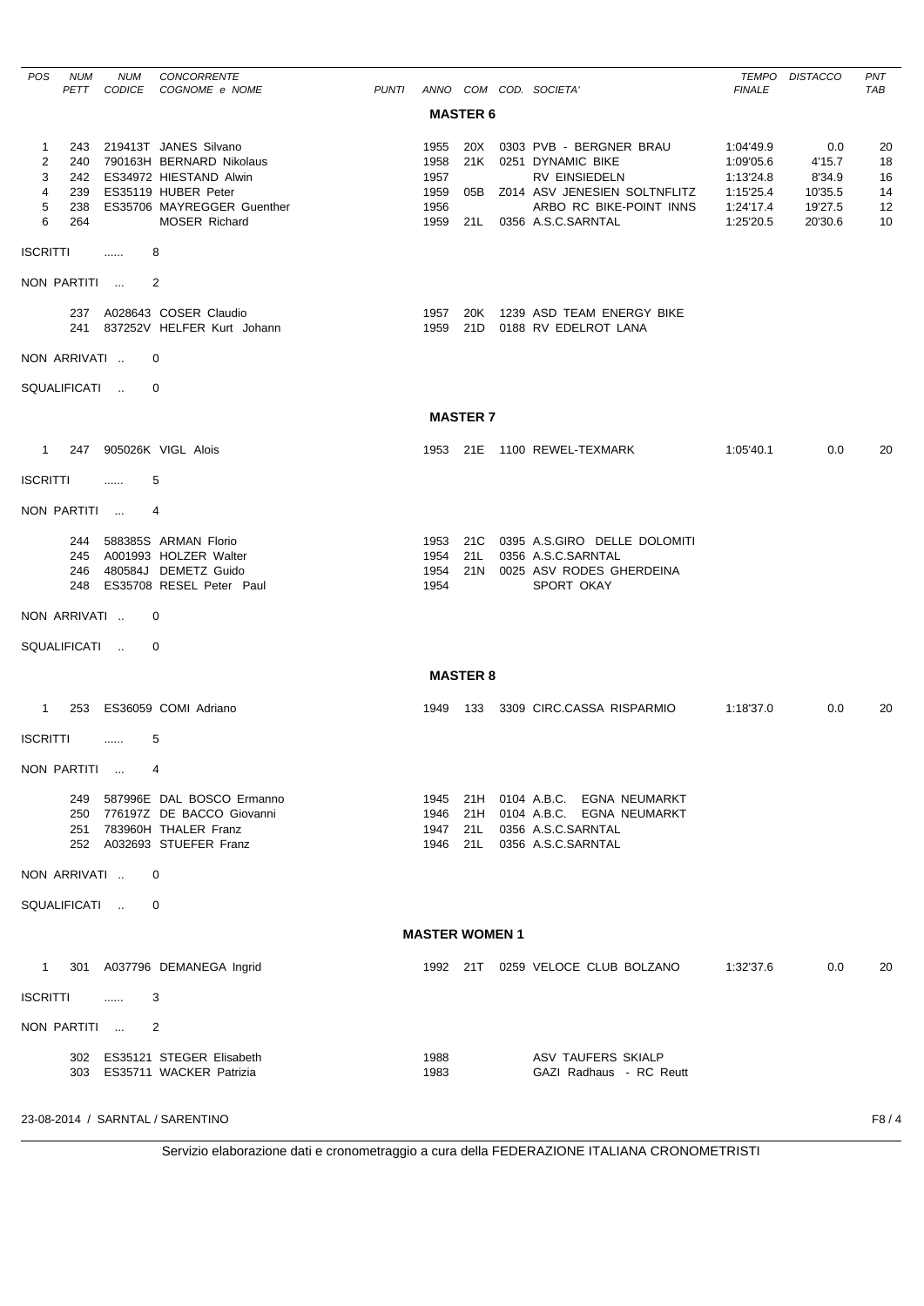| POS | NUM PETT | NUM CODICE | CONCORRENTE COGNOME e NOME | PUNTI | ANNO | COM | COD. | SOCIETA' | TEMPO FINALE | DISTACCO | PNT TAB |
|---|---|---|---|---|---|---|---|---|---|---|---|

## MASTER 6

| POS | NUM PETT | NUM CODICE | CONCORRENTE COGNOME e NOME | PUNTI | ANNO | COM | COD. | SOCIETA' | TEMPO FINALE | DISTACCO | PNT TAB |
|---|---|---|---|---|---|---|---|---|---|---|---|
| 1 | 243 | 219413T | JANES Silvano | | 1955 | 20X | 0303 | PVB - BERGNER BRAU | 1:04'49.9 | 0.0 | 20 |
| 2 | 240 | 790163H | BERNARD Nikolaus | | 1958 | 21K | 0251 | DYNAMIC BIKE | 1:09'05.6 | 4'15.7 | 18 |
| 3 | 242 | ES34972 | HIESTAND Alwin | | 1957 | | | RV EINSIEDELN | 1:13'24.8 | 8'34.9 | 16 |
| 4 | 239 | ES35119 | HUBER Peter | | 1959 | 05B | Z014 | ASV JENESIEN SOLTNFLITZ | 1:15'25.4 | 10'35.5 | 14 |
| 5 | 238 | ES35706 | MAYREGGER Guenther | | 1956 | | | ARBO RC BIKE-POINT INNS | 1:24'17.4 | 19'27.5 | 12 |
| 6 | 264 | | MOSER Richard | | 1959 | 21L | 0356 | A.S.C.SARNTAL | 1:25'20.5 | 20'30.6 | 10 |

ISCRITTI ...... 8

NON PARTITI ... 2

| NUM PETT | NUM CODICE | COGNOME e NOME | ANNO | COM | COD. | SOCIETA' |
|---|---|---|---|---|---|---|
| 237 | A028643 | COSER Claudio | 1957 | 20K | 1239 | ASD TEAM ENERGY BIKE |
| 241 | 837252V | HELFER Kurt Johann | 1959 | 21D | 0188 | RV EDELROT LANA |

NON ARRIVATI .. 0

SQUALIFICATI .. 0

## MASTER 7

| POS | NUM PETT | NUM CODICE | COGNOME e NOME | ANNO | COM | COD. | SOCIETA' | TEMPO FINALE | DISTACCO | PNT TAB |
|---|---|---|---|---|---|---|---|---|---|---|
| 1 | 247 | 905026K | VIGL Alois | 1953 | 21E | 1100 | REWEL-TEXMARK | 1:05'40.1 | 0.0 | 20 |

ISCRITTI ...... 5

NON PARTITI ... 4

| NUM PETT | NUM CODICE | COGNOME e NOME | ANNO | COM | COD. | SOCIETA' |
|---|---|---|---|---|---|---|
| 244 | 588385S | ARMAN Florio | 1953 | 21C | 0395 | A.S.GIRO DELLE DOLOMITI |
| 245 | A001993 | HOLZER Walter | 1954 | 21L | 0356 | A.S.C.SARNTAL |
| 246 | 480584J | DEMETZ Guido | 1954 | 21N | 0025 | ASV RODES GHERDEINA |
| 248 | ES35708 | RESEL Peter Paul | 1954 | | | SPORT OKAY |

NON ARRIVATI .. 0

SQUALIFICATI .. 0

## MASTER 8

| POS | NUM PETT | NUM CODICE | COGNOME e NOME | ANNO | COM | COD. | SOCIETA' | TEMPO FINALE | DISTACCO | PNT TAB |
|---|---|---|---|---|---|---|---|---|---|---|
| 1 | 253 | ES36059 | COMI Adriano | 1949 | 133 | 3309 | CIRC.CASSA RISPARMIO | 1:18'37.0 | 0.0 | 20 |

ISCRITTI ...... 5

NON PARTITI ... 4

| NUM PETT | NUM CODICE | COGNOME e NOME | ANNO | COM | COD. | SOCIETA' |
|---|---|---|---|---|---|---|
| 249 | 587996E | DAL BOSCO Ermanno | 1945 | 21H | 0104 | A.B.C. EGNA NEUMARKT |
| 250 | 776197Z | DE BACCO Giovanni | 1946 | 21H | 0104 | A.B.C. EGNA NEUMARKT |
| 251 | 783960H | THALER Franz | 1947 | 21L | 0356 | A.S.C.SARNTAL |
| 252 | A032693 | STUEFER Franz | 1946 | 21L | 0356 | A.S.C.SARNTAL |

NON ARRIVATI .. 0

SQUALIFICATI .. 0

## MASTER WOMEN 1

| POS | NUM PETT | NUM CODICE | COGNOME e NOME | ANNO | COM | COD. | SOCIETA' | TEMPO FINALE | DISTACCO | PNT TAB |
|---|---|---|---|---|---|---|---|---|---|---|
| 1 | 301 | A037796 | DEMANEGA Ingrid | 1992 | 21T | 0259 | VELOCE CLUB BOLZANO | 1:32'37.6 | 0.0 | 20 |

ISCRITTI ...... 3

NON PARTITI ... 2

| NUM PETT | NUM CODICE | COGNOME e NOME | ANNO | COM | COD. | SOCIETA' |
|---|---|---|---|---|---|---|
| 302 | ES35121 | STEGER Elisabeth | 1988 | | | ASV TAUFERS SKIALP |
| 303 | ES35711 | WACKER Patrizia | 1983 | | | GAZI Radhaus - RC Reutt |

23-08-2014 / SARNTAL / SARENTINO F8 / 4

Servizio elaborazione dati e cronometraggio a cura della FEDERAZIONE ITALIANA CRONOMETRISTI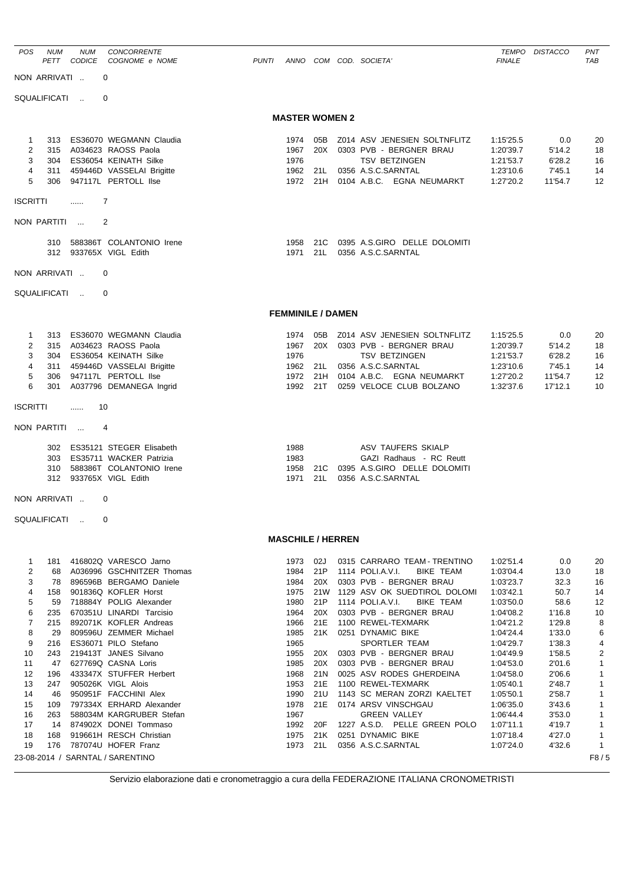| POS | NUM PETT | NUM CODICE | CONCORRENTE COGNOME e NOME | PUNTI | ANNO | COM | COD. | SOCIETA' | TEMPO FINALE | DISTACCO | PNT TAB |
|---|---|---|---|---|---|---|---|---|---|---|---|

NON ARRIVATI .. 0

SQUALIFICATI .. 0

## MASTER WOMEN 2

| POS | NUM PETT | NUM CODICE | CONCORRENTE COGNOME e NOME | PUNTI | ANNO | COM | COD. | SOCIETA' | TEMPO FINALE | DISTACCO | PNT TAB |
|---|---|---|---|---|---|---|---|---|---|---|---|
| 1 | 313 | ES36070 | WEGMANN Claudia | | 1974 | 05B | Z014 | ASV JENESIEN SOLTNFLITZ | 1:15'25.5 | 0.0 | 20 |
| 2 | 315 | A034623 | RAOSS Paola | | 1967 | 20X | 0303 | PVB - BERGNER BRAU | 1:20'39.7 | 5'14.2 | 18 |
| 3 | 304 | ES36054 | KEINATH Silke | | 1976 | | | TSV BETZINGEN | 1:21'53.7 | 6'28.2 | 16 |
| 4 | 311 | 459446D | VASSELAI Brigitte | | 1962 | 21L | 0356 | A.S.C.SARNTAL | 1:23'10.6 | 7'45.1 | 14 |
| 5 | 306 | 947117L | PERTOLL Ilse | | 1972 | 21H | 0104 | A.B.C. EGNA NEUMARKT | 1:27'20.2 | 11'54.7 | 12 |

ISCRITTI ...... 7

NON PARTITI ... 2

| NUM PETT | NUM CODICE | CONCORRENTE COGNOME e NOME | ANNO | COM | COD. | SOCIETA' |
|---|---|---|---|---|---|---|
| 310 | 588386T | COLANTONIO Irene | 1958 | 21C | 0395 | A.S.GIRO DELLE DOLOMITI |
| 312 | 933765X | VIGL Edith | 1971 | 21L | 0356 | A.S.C.SARNTAL |

NON ARRIVATI .. 0

SQUALIFICATI .. 0

## FEMMINILE / DAMEN

| POS | NUM PETT | NUM CODICE | CONCORRENTE COGNOME e NOME | PUNTI | ANNO | COM | COD. | SOCIETA' | TEMPO FINALE | DISTACCO | PNT TAB |
|---|---|---|---|---|---|---|---|---|---|---|---|
| 1 | 313 | ES36070 | WEGMANN Claudia | | 1974 | 05B | Z014 | ASV JENESIEN SOLTNFLITZ | 1:15'25.5 | 0.0 | 20 |
| 2 | 315 | A034623 | RAOSS Paola | | 1967 | 20X | 0303 | PVB - BERGNER BRAU | 1:20'39.7 | 5'14.2 | 18 |
| 3 | 304 | ES36054 | KEINATH Silke | | 1976 | | | TSV BETZINGEN | 1:21'53.7 | 6'28.2 | 16 |
| 4 | 311 | 459446D | VASSELAI Brigitte | | 1962 | 21L | 0356 | A.S.C.SARNTAL | 1:23'10.6 | 7'45.1 | 14 |
| 5 | 306 | 947117L | PERTOLL Ilse | | 1972 | 21H | 0104 | A.B.C. EGNA NEUMARKT | 1:27'20.2 | 11'54.7 | 12 |
| 6 | 301 | A037796 | DEMANEGA Ingrid | | 1992 | 21T | 0259 | VELOCE CLUB BOLZANO | 1:32'37.6 | 17'12.1 | 10 |

ISCRITTI ...... 10

NON PARTITI ... 4

| NUM PETT | NUM CODICE | CONCORRENTE COGNOME e NOME | ANNO | COM | COD. | SOCIETA' |
|---|---|---|---|---|---|---|
| 302 | ES35121 | STEGER Elisabeth | 1988 | | | ASV TAUFERS SKIALP |
| 303 | ES35711 | WACKER Patrizia | 1983 | | | GAZI Radhaus - RC Reutt |
| 310 | 588386T | COLANTONIO Irene | 1958 | 21C | 0395 | A.S.GIRO DELLE DOLOMITI |
| 312 | 933765X | VIGL Edith | 1971 | 21L | 0356 | A.S.C.SARNTAL |

NON ARRIVATI .. 0

SQUALIFICATI .. 0

## MASCHILE / HERREN

| POS | NUM PETT | NUM CODICE | CONCORRENTE COGNOME e NOME | PUNTI | ANNO | COM | COD. | SOCIETA' | TEMPO FINALE | DISTACCO | PNT TAB |
|---|---|---|---|---|---|---|---|---|---|---|---|
| 1 | 181 | 416802Q | VARESCO Jarno | | 1973 | 02J | 0315 | CARRARO TEAM - TRENTINO | 1:02'51.4 | 0.0 | 20 |
| 2 | 68 | A036996 | GSCHNITZER Thomas | | 1984 | 21P | 1114 | POLI.A.V.I. BIKE TEAM | 1:03'04.4 | 13.0 | 18 |
| 3 | 78 | 896596B | BERGAMO Daniele | | 1984 | 20X | 0303 | PVB - BERGNER BRAU | 1:03'23.7 | 32.3 | 16 |
| 4 | 158 | 901836Q | KOFLER Horst | | 1975 | 21W | 1129 | ASV OK SUEDTIROL DOLOMI | 1:03'42.1 | 50.7 | 14 |
| 5 | 59 | 718884Y | POLIG Alexander | | 1980 | 21P | 1114 | POLI.A.V.I. BIKE TEAM | 1:03'50.0 | 58.6 | 12 |
| 6 | 235 | 670351U | LINARDI Tarcisio | | 1964 | 20X | 0303 | PVB - BERGNER BRAU | 1:04'08.2 | 1'16.8 | 10 |
| 7 | 215 | 892071K | KOFLER Andreas | | 1966 | 21E | 1100 | REWEL-TEXMARK | 1:04'21.2 | 1'29.8 | 8 |
| 8 | 29 | 809596U | ZEMMER Michael | | 1985 | 21K | 0251 | DYNAMIC BIKE | 1:04'24.4 | 1'33.0 | 6 |
| 9 | 216 | ES36071 | PILO Stefano | | 1965 | | | SPORTLER TEAM | 1:04'29.7 | 1'38.3 | 4 |
| 10 | 243 | 219413T | JANES Silvano | | 1955 | 20X | 0303 | PVB - BERGNER BRAU | 1:04'49.9 | 1'58.5 | 2 |
| 11 | 47 | 627769Q | CASNA Loris | | 1985 | 20X | 0303 | PVB - BERGNER BRAU | 1:04'53.0 | 2'01.6 | 1 |
| 12 | 196 | 433347X | STUFFER Herbert | | 1968 | 21N | 0025 | ASV RODES GHERDEINA | 1:04'58.0 | 2'06.6 | 1 |
| 13 | 247 | 905026K | VIGL Alois | | 1953 | 21E | 1100 | REWEL-TEXMARK | 1:05'40.1 | 2'48.7 | 1 |
| 14 | 46 | 950951F | FACCHINI Alex | | 1990 | 21U | 1143 | SC MERAN ZORZI KAELTET | 1:05'50.1 | 2'58.7 | 1 |
| 15 | 109 | 797334X | ERHARD Alexander | | 1978 | 21E | 0174 | ARSV VINSCHGAU | 1:06'35.0 | 3'43.6 | 1 |
| 16 | 263 | 588034M | KARGRUBER Stefan | | 1967 | | | GREEN VALLEY | 1:06'44.4 | 3'53.0 | 1 |
| 17 | 14 | 874902X | DONEI Tommaso | | 1992 | 20F | 1227 | A.S.D. PELLE GREEN POLO | 1:07'11.1 | 4'19.7 | 1 |
| 18 | 168 | 919661H | RESCH Christian | | 1975 | 21K | 0251 | DYNAMIC BIKE | 1:07'18.4 | 4'27.0 | 1 |
| 19 | 176 | 787074U | HOFER Franz | | 1973 | 21L | 0356 | A.S.C.SARNTAL | 1:07'24.0 | 4'32.6 | 1 |

23-08-2014 / SARNTAL / SARENTINO

Servizio elaborazione dati e cronometraggio a cura della FEDERAZIONE ITALIANA CRONOMETRISTI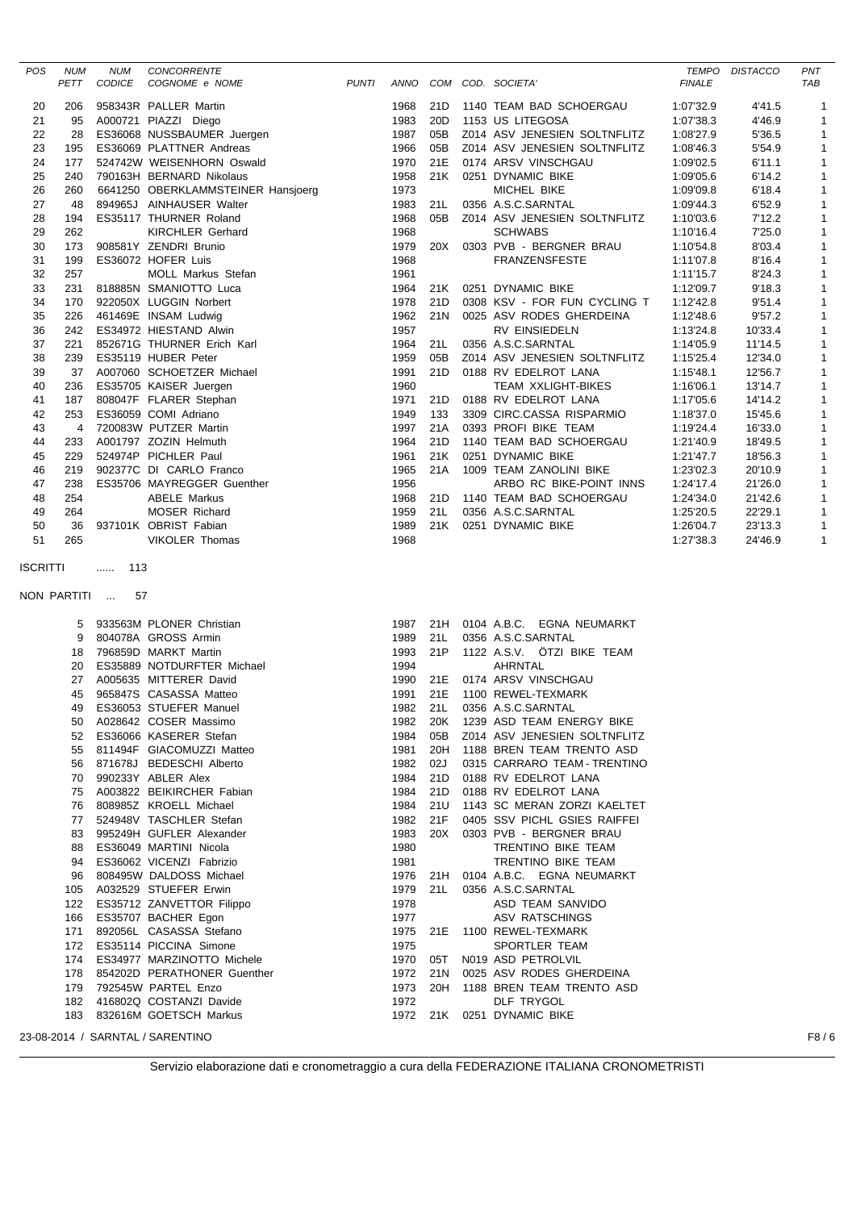| POS | NUM PETT | NUM CODICE | CONCORRENTE COGNOME e NOME | PUNTI | ANNO | COM | COD. SOCIETA' | TEMPO FINALE | DISTACCO | PNT TAB |
|---|---|---|---|---|---|---|---|---|---|---|
| 20 | 206 | 958343R | PALLER Martin | | 1968 | 21D | 1140 TEAM BAD SCHOERGAU | 1:07'32.9 | 4'41.5 | 1 |
| 21 | 95 | A000721 | PIAZZI Diego | | 1983 | 20D | 1153 US LITEGOSA | 1:07'38.3 | 4'46.9 | 1 |
| 22 | 28 | ES36068 | NUSSBAUMER Juergen | | 1987 | 05B | Z014 ASV JENESIEN SOLTNFLITZ | 1:08'27.9 | 5'36.5 | 1 |
| 23 | 195 | ES36069 | PLATTNER Andreas | | 1966 | 05B | Z014 ASV JENESIEN SOLTNFLITZ | 1:08'46.3 | 5'54.9 | 1 |
| 24 | 177 | 524742W | WEISENHORN Oswald | | 1970 | 21E | 0174 ARSV VINSCHGAU | 1:09'02.5 | 6'11.1 | 1 |
| 25 | 240 | 790163H | BERNARD Nikolaus | | 1958 | 21K | 0251 DYNAMIC BIKE | 1:09'05.6 | 6'14.2 | 1 |
| 26 | 260 | 6641250 | OBERKLAMMSTEINER Hansjoerg | | 1973 | | MICHEL BIKE | 1:09'09.8 | 6'18.4 | 1 |
| 27 | 48 | 894965J | AINHAUSER Walter | | 1983 | 21L | 0356 A.S.C.SARNTAL | 1:09'44.3 | 6'52.9 | 1 |
| 28 | 194 | ES35117 | THURNER Roland | | 1968 | 05B | Z014 ASV JENESIEN SOLTNFLITZ | 1:10'03.6 | 7'12.2 | 1 |
| 29 | 262 | | KIRCHLER Gerhard | | 1968 | | SCHWABS | 1:10'16.4 | 7'25.0 | 1 |
| 30 | 173 | 908581Y | ZENDRI Brunio | | 1979 | 20X | 0303 PVB - BERGNER BRAU | 1:10'54.8 | 8'03.4 | 1 |
| 31 | 199 | ES36072 | HOFER Luis | | 1968 | | FRANZENSFESTE | 1:11'07.8 | 8'16.4 | 1 |
| 32 | 257 | | MOLL Markus Stefan | | 1961 | | | 1:11'15.7 | 8'24.3 | 1 |
| 33 | 231 | 818885N | SMANIOTTO Luca | | 1964 | 21K | 0251 DYNAMIC BIKE | 1:12'09.7 | 9'18.3 | 1 |
| 34 | 170 | 922050X | LUGGIN Norbert | | 1978 | 21D | 0308 KSV - FOR FUN CYCLING T | 1:12'42.8 | 9'51.4 | 1 |
| 35 | 226 | 461469E | INSAM Ludwig | | 1962 | 21N | 0025 ASV RODES GHERDEINA | 1:12'48.6 | 9'57.2 | 1 |
| 36 | 242 | ES34972 | HIESTAND Alwin | | 1957 | | RV EINSIEDELN | 1:13'24.8 | 10'33.4 | 1 |
| 37 | 221 | 852671G | THURNER Erich Karl | | 1964 | 21L | 0356 A.S.C.SARNTAL | 1:14'05.9 | 11'14.5 | 1 |
| 38 | 239 | ES35119 | HUBER Peter | | 1959 | 05B | Z014 ASV JENESIEN SOLTNFLITZ | 1:15'25.4 | 12'34.0 | 1 |
| 39 | 37 | A007060 | SCHOETZER Michael | | 1991 | 21D | 0188 RV EDELROT LANA | 1:15'48.1 | 12'56.7 | 1 |
| 40 | 236 | ES35705 | KAISER Juergen | | 1960 | | TEAM XXLIGHT-BIKES | 1:16'06.1 | 13'14.7 | 1 |
| 41 | 187 | 808047F | FLARER Stephan | | 1971 | 21D | 0188 RV EDELROT LANA | 1:17'05.6 | 14'14.2 | 1 |
| 42 | 253 | ES36059 | COMI Adriano | | 1949 | 133 | 3309 CIRC.CASSA RISPARMIO | 1:18'37.0 | 15'45.6 | 1 |
| 43 | 4 | 720083W | PUTZER Martin | | 1997 | 21A | 0393 PROFI BIKE TEAM | 1:19'24.4 | 16'33.0 | 1 |
| 44 | 233 | A001797 | ZOZIN Helmuth | | 1964 | 21D | 1140 TEAM BAD SCHOERGAU | 1:21'40.9 | 18'49.5 | 1 |
| 45 | 229 | 524974P | PICHLER Paul | | 1961 | 21K | 0251 DYNAMIC BIKE | 1:21'47.7 | 18'56.3 | 1 |
| 46 | 219 | 902377C | DI CARLO Franco | | 1965 | 21A | 1009 TEAM ZANOLINI BIKE | 1:23'02.3 | 20'10.9 | 1 |
| 47 | 238 | ES35706 | MAYREGGER Guenther | | 1956 | | ARBO RC BIKE-POINT INNS | 1:24'17.4 | 21'26.0 | 1 |
| 48 | 254 | | ABELE Markus | | 1968 | 21D | 1140 TEAM BAD SCHOERGAU | 1:24'34.0 | 21'42.6 | 1 |
| 49 | 264 | | MOSER Richard | | 1959 | 21L | 0356 A.S.C.SARNTAL | 1:25'20.5 | 22'29.1 | 1 |
| 50 | 36 | 937101K | OBRIST Fabian | | 1989 | 21K | 0251 DYNAMIC BIKE | 1:26'04.7 | 23'13.3 | 1 |
| 51 | 265 | | VIKOLER Thomas | | 1968 | | | 1:27'38.3 | 24'46.9 | 1 |

ISCRITTI ...... 113

NON PARTITI ... 57

| NUM PETT | NUM CODICE | COGNOME e NOME | ANNO | COM | COD. SOCIETA' |
|---|---|---|---|---|---|
| 5 | 933563M | PLONER Christian | 1987 | 21H | 0104 A.B.C. EGNA NEUMARKT |
| 9 | 804078A | GROSS Armin | 1989 | 21L | 0356 A.S.C.SARNTAL |
| 18 | 796859D | MARKT Martin | 1993 | 21P | 1122 A.S.V. ÖTZI BIKE TEAM |
| 20 | ES35889 | NOTDURFTER Michael | 1994 | | AHRNTAL |
| 27 | A005635 | MITTERER David | 1990 | 21E | 0174 ARSV VINSCHGAU |
| 45 | 965847S | CASASSA Matteo | 1991 | 21E | 1100 REWEL-TEXMARK |
| 49 | ES36053 | STUEFER Manuel | 1982 | 21L | 0356 A.S.C.SARNTAL |
| 50 | A028642 | COSER Massimo | 1982 | 20K | 1239 ASD TEAM ENERGY BIKE |
| 52 | ES36066 | KASERER Stefan | 1984 | 05B | Z014 ASV JENESIEN SOLTNFLITZ |
| 55 | 811494F | GIACOMUZZI Matteo | 1981 | 20H | 1188 BREN TEAM TRENTO ASD |
| 56 | 871678J | BEDESCHI Alberto | 1982 | 02J | 0315 CARRARO TEAM - TRENTINO |
| 70 | 990233Y | ABLER Alex | 1984 | 21D | 0188 RV EDELROT LANA |
| 75 | A003822 | BEIKIRCHER Fabian | 1984 | 21D | 0188 RV EDELROT LANA |
| 76 | 808985Z | KROELL Michael | 1984 | 21U | 1143 SC MERAN ZORZI KAELTET |
| 77 | 524948V | TASCHLER Stefan | 1982 | 21F | 0405 SSV PICHL GSIES RAIFFEI |
| 83 | 995249H | GUFLER Alexander | 1983 | 20X | 0303 PVB - BERGNER BRAU |
| 88 | ES36049 | MARTINI Nicola | 1980 | | TRENTINO BIKE TEAM |
| 94 | ES36062 | VICENZI Fabrizio | 1981 | | TRENTINO BIKE TEAM |
| 96 | 808495W | DALDOSS Michael | 1976 | 21H | 0104 A.B.C. EGNA NEUMARKT |
| 105 | A032529 | STUEFER Erwin | 1979 | 21L | 0356 A.S.C.SARNTAL |
| 122 | ES35712 | ZANVETTOR Filippo | 1978 | | ASD TEAM SANVIDO |
| 166 | ES35707 | BACHER Egon | 1977 | | ASV RATSCHINGS |
| 171 | 892056L | CASASSA Stefano | 1975 | 21E | 1100 REWEL-TEXMARK |
| 172 | ES35114 | PICCINA Simone | 1975 | | SPORTLER TEAM |
| 174 | ES34977 | MARZINOTTO Michele | 1970 | 05T | N019 ASD PETROLVIL |
| 178 | 854202D | PERATHONER Guenther | 1972 | 21N | 0025 ASV RODES GHERDEINA |
| 179 | 792545W | PARTEL Enzo | 1973 | 20H | 1188 BREN TEAM TRENTO ASD |
| 182 | 416802Q | COSTANZI Davide | 1972 | | DLF TRYGOL |
| 183 | 832616M | GOETSCH Markus | 1972 | 21K | 0251 DYNAMIC BIKE |

23-08-2014 / SARNTAL / SARENTINO

Servizio elaborazione dati e cronometraggio a cura della FEDERAZIONE ITALIANA CRONOMETRISTI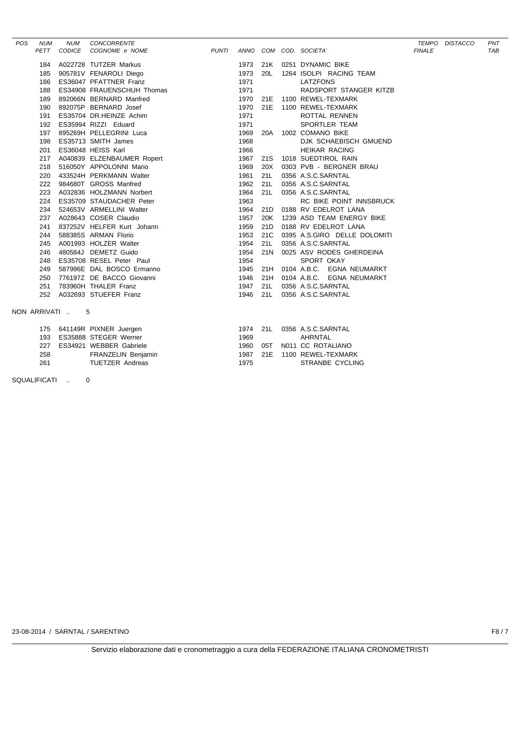| POS | NUM PETT | NUM CODICE | CONCORRENTE COGNOME e NOME | PUNTI | ANNO | COM | COD. | SOCIETA' | TEMPO FINALE | DISTACCO | PNT TAB |
|---|---|---|---|---|---|---|---|---|---|---|---|
| | 184 | A022728 | TUTZER Markus | | 1973 | 21K | 0251 | DYNAMIC BIKE | | | |
| | 185 | 905781V | FENAROLI Diego | | 1973 | 20L | 1264 | ISOLPI RACING TEAM | | | |
| | 186 | ES36047 | PFATTNER Franz | | 1971 | | | LATZFONS | | | |
| | 188 | ES34908 | FRAUENSCHUH Thomas | | 1971 | | | RADSPORT STANGER KITZB | | | |
| | 189 | 892066N | BERNARD Manfred | | 1970 | 21E | 1100 | REWEL-TEXMARK | | | |
| | 190 | 892075P | BERNARD Josef | | 1970 | 21E | 1100 | REWEL-TEXMARK | | | |
| | 191 | ES35704 | DR.HEINZE Achim | | 1971 | | | ROTTAL RENNEN | | | |
| | 192 | ES35994 | RIZZI Eduard | | 1971 | | | SPORTLER TEAM | | | |
| | 197 | 895269H | PELLEGRINI Luca | | 1969 | 20A | 1002 | COMANO BIKE | | | |
| | 198 | ES35713 | SMITH James | | 1968 | | | DJK SCHAEBISCH GMUEND | | | |
| | 201 | ES36048 | HEISS Karl | | 1966 | | | HEIKAR RACING | | | |
| | 217 | A040839 | ELZENBAUMER Ropert | | 1967 | 21S | 1018 | SUEDTIROL RAIN | | | |
| | 218 | 516050Y | APPOLONNI Mario | | 1969 | 20X | 0303 | PVB - BERGNER BRAU | | | |
| | 220 | 433524H | PERKMANN Walter | | 1961 | 21L | 0356 | A.S.C.SARNTAL | | | |
| | 222 | 984680T | GROSS Manfred | | 1962 | 21L | 0356 | A.S.C.SARNTAL | | | |
| | 223 | A032836 | HOLZMANN Norbert | | 1964 | 21L | 0356 | A.S.C.SARNTAL | | | |
| | 224 | ES35709 | STAUDACHER Peter | | 1963 | | | RC BIKE POINT INNSBRUCK | | | |
| | 234 | 524653V | ARMELLINI Walter | | 1964 | 21D | 0188 | RV EDELROT LANA | | | |
| | 237 | A028643 | COSER Claudio | | 1957 | 20K | 1239 | ASD TEAM ENERGY BIKE | | | |
| | 241 | 837252V | HELFER Kurt Johann | | 1959 | 21D | 0188 | RV EDELROT LANA | | | |
| | 244 | 588385S | ARMAN Florio | | 1953 | 21C | 0395 | A.S.GIRO DELLE DOLOMITI | | | |
| | 245 | A001993 | HOLZER Walter | | 1954 | 21L | 0356 | A.S.C.SARNTAL | | | |
| | 246 | 480584J | DEMETZ Guido | | 1954 | 21N | 0025 | ASV RODES GHERDEINA | | | |
| | 248 | ES35708 | RESEL Peter Paul | | 1954 | | | SPORT OKAY | | | |
| | 249 | 587996E | DAL BOSCO Ermanno | | 1945 | 21H | 0104 | A.B.C. EGNA NEUMARKT | | | |
| | 250 | 776197Z | DE BACCO Giovanni | | 1946 | 21H | 0104 | A.B.C. EGNA NEUMARKT | | | |
| | 251 | 783960H | THALER Franz | | 1947 | 21L | 0356 | A.S.C.SARNTAL | | | |
| | 252 | A032693 | STUEFER Franz | | 1946 | 21L | 0356 | A.S.C.SARNTAL | | | |

NON ARRIVATI .. 5

| NUM PETT | NUM CODICE | COGNOME e NOME | ANNO | COM | COD. | SOCIETA' |
|---|---|---|---|---|---|---|
| 175 | 641149R | PIXNER Juergen | 1974 | 21L | 0356 | A.S.C.SARNTAL |
| 193 | ES35888 | STEGER Werner | 1969 | | | AHRNTAL |
| 227 | ES34921 | WEBBER Gabriele | 1960 | 05T | N011 | CC ROTALIANO |
| 258 | | FRANZELIN Benjamin | 1987 | 21E | 1100 | REWEL-TEXMARK |
| 261 | | TUETZER Andreas | 1975 | | | STRANBE CYCLING |

SQUALIFICATI .. 0

23-08-2014 / SARNTAL / SARENTINO

Servizio elaborazione dati e cronometraggio a cura della FEDERAZIONE ITALIANA CRONOMETRISTI